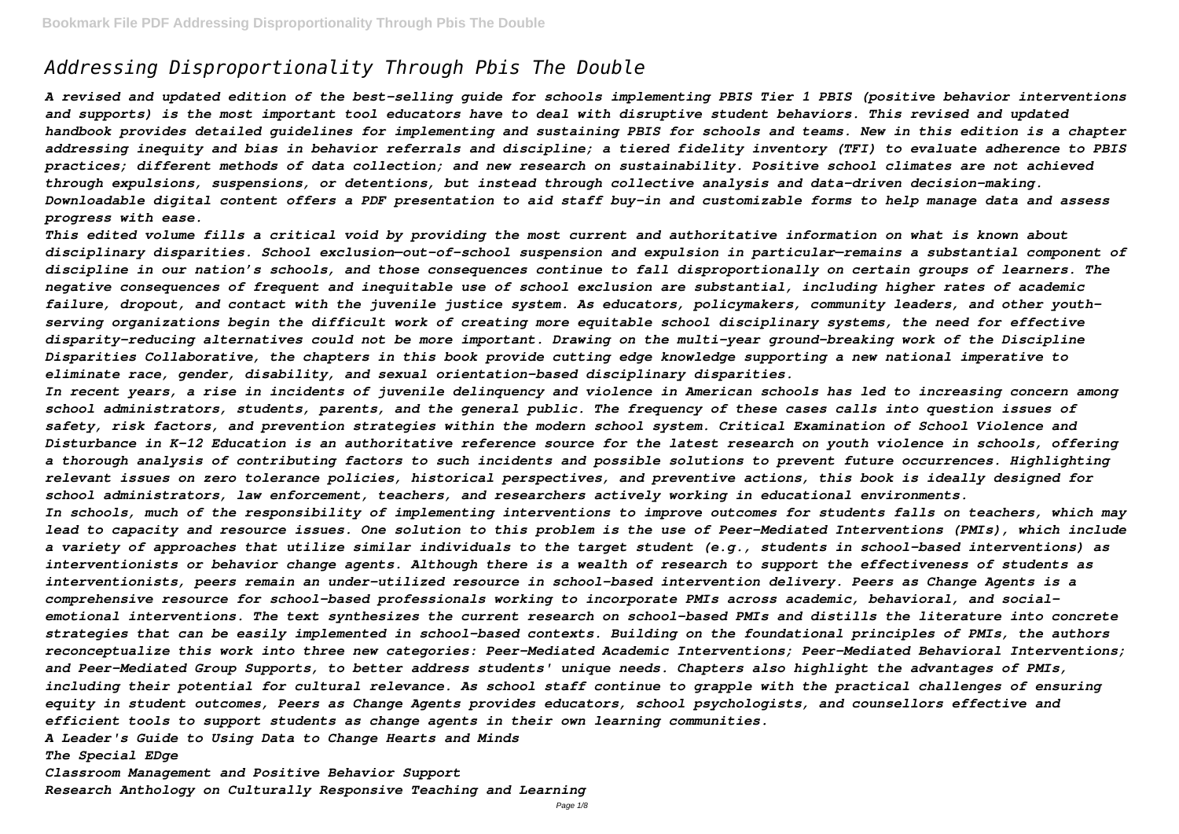# *Addressing Disproportionality Through Pbis The Double*

*A revised and updated edition of the best-selling guide for schools implementing PBIS Tier 1 PBIS (positive behavior interventions and supports) is the most important tool educators have to deal with disruptive student behaviors. This revised and updated handbook provides detailed guidelines for implementing and sustaining PBIS for schools and teams. New in this edition is a chapter addressing inequity and bias in behavior referrals and discipline; a tiered fidelity inventory (TFI) to evaluate adherence to PBIS practices; different methods of data collection; and new research on sustainability. Positive school climates are not achieved through expulsions, suspensions, or detentions, but instead through collective analysis and data-driven decision-making. Downloadable digital content offers a PDF presentation to aid staff buy-in and customizable forms to help manage data and assess progress with ease.*

*This edited volume fills a critical void by providing the most current and authoritative information on what is known about disciplinary disparities. School exclusion—out-of-school suspension and expulsion in particular—remains a substantial component of discipline in our nation's schools, and those consequences continue to fall disproportionally on certain groups of learners. The negative consequences of frequent and inequitable use of school exclusion are substantial, including higher rates of academic failure, dropout, and contact with the juvenile justice system. As educators, policymakers, community leaders, and other youth-serving organizations begin the difficult work of creating more equitable school disciplinary systems, the need for effective disparity-reducing alternatives could not be more important. Drawing on the multi-year ground-breaking work of the Discipline Disparities Collaborative, the chapters in this book provide cutting edge knowledge supporting a new national imperative to eliminate race, gender, disability, and sexual orientation-based disciplinary disparities.*

*In recent years, a rise in incidents of juvenile delinquency and violence in American schools has led to increasing concern among school administrators, students, parents, and the general public. The frequency of these cases calls into question issues of safety, risk factors, and prevention strategies within the modern school system. Critical Examination of School Violence and Disturbance in K-12 Education is an authoritative reference source for the latest research on youth violence in schools, offering a thorough analysis of contributing factors to such incidents and possible solutions to prevent future occurrences. Highlighting relevant issues on zero tolerance policies, historical perspectives, and preventive actions, this book is ideally designed for school administrators, law enforcement, teachers, and researchers actively working in educational environments.*

*In schools, much of the responsibility of implementing interventions to improve outcomes for students falls on teachers, which may lead to capacity and resource issues. One solution to this problem is the use of Peer-Mediated Interventions (PMIs), which include a variety of approaches that utilize similar individuals to the target student (e.g., students in school-based interventions) as interventionists or behavior change agents. Although there is a wealth of research to support the effectiveness of students as interventionists, peers remain an under-utilized resource in school-based intervention delivery. Peers as Change Agents is a comprehensive resource for school-based professionals working to incorporate PMIs across academic, behavioral, and social-emotional interventions. The text synthesizes the current research on school-based PMIs and distills the literature into concrete strategies that can be easily implemented in school-based contexts. Building on the foundational principles of PMIs, the authors reconceptualize this work into three new categories: Peer-Mediated Academic Interventions; Peer-Mediated Behavioral Interventions; and Peer-Mediated Group Supports, to better address students' unique needs. Chapters also highlight the advantages of PMIs, including their potential for cultural relevance. As school staff continue to grapple with the practical challenges of ensuring equity in student outcomes, Peers as Change Agents provides educators, school psychologists, and counsellors effective and efficient tools to support students as change agents in their own learning communities.*

*A Leader's Guide to Using Data to Change Hearts and Minds*

*The Special EDge*

*Classroom Management and Positive Behavior Support*

*Research Anthology on Culturally Responsive Teaching and Learning*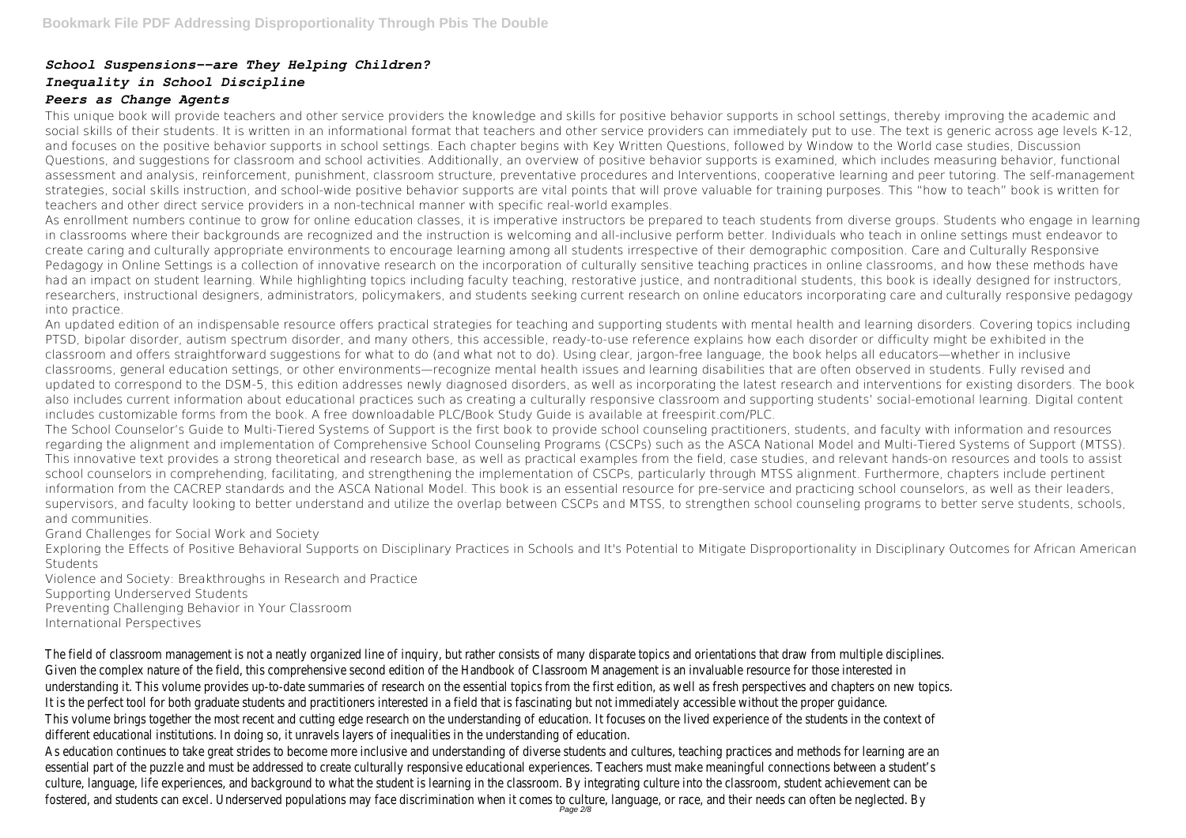***School Suspensions--are They Helping Children?***
***Inequality in School Discipline***
***Peers as Change Agents***

This unique book will provide teachers and other service providers the knowledge and skills for positive behavior supports in school settings, thereby improving the academic and social skills of their students. It is written in an informational format that teachers and other service providers can immediately put to use. The text is generic across age levels K-12, and focuses on the positive behavior supports in school settings. Each chapter begins with Key Written Questions, followed by Window to the World case studies, Discussion Questions, and suggestions for classroom and school activities. Additionally, an overview of positive behavior supports is examined, which includes measuring behavior, functional assessment and analysis, reinforcement, punishment, classroom structure, preventative procedures and Interventions, cooperative learning and peer tutoring. The self-management strategies, social skills instruction, and school-wide positive behavior supports are vital points that will prove valuable for training purposes. This "how to teach" book is written for teachers and other direct service providers in a non-technical manner with specific real-world examples.

As enrollment numbers continue to grow for online education classes, it is imperative instructors be prepared to teach students from diverse groups. Students who engage in learning in classrooms where their backgrounds are recognized and the instruction is welcoming and all-inclusive perform better. Individuals who teach in online settings must endeavor to create caring and culturally appropriate environments to encourage learning among all students irrespective of their demographic composition. Care and Culturally Responsive Pedagogy in Online Settings is a collection of innovative research on the incorporation of culturally sensitive teaching practices in online classrooms, and how these methods have had an impact on student learning. While highlighting topics including faculty teaching, restorative justice, and nontraditional students, this book is ideally designed for instructors, researchers, instructional designers, administrators, policymakers, and students seeking current research on online educators incorporating care and culturally responsive pedagogy into practice.

An updated edition of an indispensable resource offers practical strategies for teaching and supporting students with mental health and learning disorders. Covering topics including PTSD, bipolar disorder, autism spectrum disorder, and many others, this accessible, ready-to-use reference explains how each disorder or difficulty might be exhibited in the classroom and offers straightforward suggestions for what to do (and what not to do). Using clear, jargon-free language, the book helps all educators—whether in inclusive classrooms, general education settings, or other environments—recognize mental health issues and learning disabilities that are often observed in students. Fully revised and updated to correspond to the DSM-5, this edition addresses newly diagnosed disorders, as well as incorporating the latest research and interventions for existing disorders. The book also includes current information about educational practices such as creating a culturally responsive classroom and supporting students' social-emotional learning. Digital content includes customizable forms from the book. A free downloadable PLC/Book Study Guide is available at freespirit.com/PLC.

The School Counselor's Guide to Multi-Tiered Systems of Support is the first book to provide school counseling practitioners, students, and faculty with information and resources regarding the alignment and implementation of Comprehensive School Counseling Programs (CSCPs) such as the ASCA National Model and Multi-Tiered Systems of Support (MTSS). This innovative text provides a strong theoretical and research base, as well as practical examples from the field, case studies, and relevant hands-on resources and tools to assist school counselors in comprehending, facilitating, and strengthening the implementation of CSCPs, particularly through MTSS alignment. Furthermore, chapters include pertinent information from the CACREP standards and the ASCA National Model. This book is an essential resource for pre-service and practicing school counselors, as well as their leaders, supervisors, and faculty looking to better understand and utilize the overlap between CSCPs and MTSS, to strengthen school counseling programs to better serve students, schools, and communities.

Grand Challenges for Social Work and Society
Exploring the Effects of Positive Behavioral Supports on Disciplinary Practices in Schools and It's Potential to Mitigate Disproportionality in Disciplinary Outcomes for African American Students
Violence and Society: Breakthroughs in Research and Practice
Supporting Underserved Students
Preventing Challenging Behavior in Your Classroom
International Perspectives

The field of classroom management is not a neatly organized line of inquiry, but rather consists of many disparate topics and orientations that draw from multiple disciplines. Given the complex nature of the field, this comprehensive second edition of the Handbook of Classroom Management is an invaluable resource for those interested in understanding it. This volume provides up-to-date summaries of research on the essential topics from the first edition, as well as fresh perspectives and chapters on new topics. It is the perfect tool for both graduate students and practitioners interested in a field that is fascinating but not immediately accessible without the proper guidance.

This volume brings together the most recent and cutting edge research on the understanding of education. It focuses on the lived experience of the students in the context of different educational institutions. In doing so, it unravels layers of inequalities in the understanding of education.

As education continues to take great strides to become more inclusive and understanding of diverse students and cultures, teaching practices and methods for learning are an essential part of the puzzle and must be addressed to create culturally responsive educational experiences. Teachers must make meaningful connections between a student's culture, language, life experiences, and background to what the student is learning in the classroom. By integrating culture into the classroom, student achievement can be fostered, and students can excel. Underserved populations may face discrimination when it comes to culture, language, or race, and their needs can often be neglected. By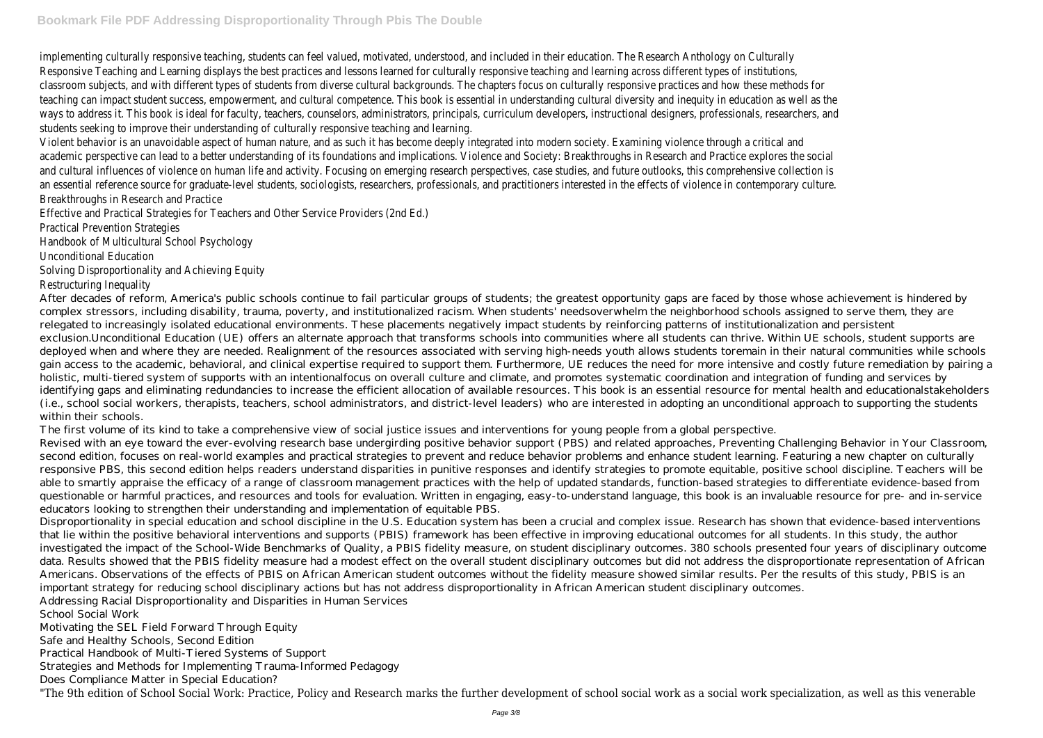implementing culturally responsive teaching, students can feel valued, motivated, understood, and included in their education. The Research Anthology on Culturally Responsive Teaching and Learning displays the best practices and lessons learned for culturally responsive teaching and learning across different types of institutions, classroom subjects, and with different types of students from diverse cultural backgrounds. The chapters focus on culturally responsive practices and how these methods for teaching can impact student success, empowerment, and cultural competence. This book is essential in understanding cultural diversity and inequity in education as well as the ways to address it. This book is ideal for faculty, teachers, counselors, administrators, principals, curriculum developers, instructional designers, professionals, researchers, and students seeking to improve their understanding of culturally responsive teaching and learning.

Violent behavior is an unavoidable aspect of human nature, and as such it has become deeply integrated into modern society. Examining violence through a critical and academic perspective can lead to a better understanding of its foundations and implications. Violence and Society: Breakthroughs in Research and Practice explores the social and cultural influences of violence on human life and activity. Focusing on emerging research perspectives, case studies, and future outlooks, this comprehensive collection is an essential reference source for graduate-level students, sociologists, researchers, professionals, and practitioners interested in the effects of violence in contemporary culture.

Breakthroughs in Research and Practice

Effective and Practical Strategies for Teachers and Other Service Providers (2nd Ed.)

Practical Prevention Strategies

Handbook of Multicultural School Psychology

Unconditional Education

Solving Disproportionality and Achieving Equity

Restructuring Inequality

After decades of reform, America's public schools continue to fail particular groups of students; the greatest opportunity gaps are faced by those whose achievement is hindered by complex stressors, including disability, trauma, poverty, and institutionalized racism. When students' needsoverwhelm the neighborhood schools assigned to serve them, they are relegated to increasingly isolated educational environments. These placements negatively impact students by reinforcing patterns of institutionalization and persistent exclusion.Unconditional Education (UE) offers an alternate approach that transforms schools into communities where all students can thrive. Within UE schools, student supports are deployed when and where they are needed. Realignment of the resources associated with serving high-needs youth allows students toremain in their natural communities while schools gain access to the academic, behavioral, and clinical expertise required to support them. Furthermore, UE reduces the need for more intensive and costly future remediation by pairing a holistic, multi-tiered system of supports with an intentionalfocus on overall culture and climate, and promotes systematic coordination and integration of funding and services by identifying gaps and eliminating redundancies to increase the efficient allocation of available resources. This book is an essential resource for mental health and educationalstakeholders (i.e., school social workers, therapists, teachers, school administrators, and district-level leaders) who are interested in adopting an unconditional approach to supporting the students within their schools.

The first volume of its kind to take a comprehensive view of social justice issues and interventions for young people from a global perspective.

Revised with an eye toward the ever-evolving research base undergirding positive behavior support (PBS) and related approaches, Preventing Challenging Behavior in Your Classroom, second edition, focuses on real-world examples and practical strategies to prevent and reduce behavior problems and enhance student learning. Featuring a new chapter on culturally responsive PBS, this second edition helps readers understand disparities in punitive responses and identify strategies to promote equitable, positive school discipline. Teachers will be able to smartly appraise the efficacy of a range of classroom management practices with the help of updated standards, function-based strategies to differentiate evidence-based from questionable or harmful practices, and resources and tools for evaluation. Written in engaging, easy-to-understand language, this book is an invaluable resource for pre- and in-service educators looking to strengthen their understanding and implementation of equitable PBS.

Disproportionality in special education and school discipline in the U.S. Education system has been a crucial and complex issue. Research has shown that evidence-based interventions that lie within the positive behavioral interventions and supports (PBIS) framework has been effective in improving educational outcomes for all students. In this study, the author investigated the impact of the School-Wide Benchmarks of Quality, a PBIS fidelity measure, on student disciplinary outcomes. 380 schools presented four years of disciplinary outcome data. Results showed that the PBIS fidelity measure had a modest effect on the overall student disciplinary outcomes but did not address the disproportionate representation of African Americans. Observations of the effects of PBIS on African American student outcomes without the fidelity measure showed similar results. Per the results of this study, PBIS is an important strategy for reducing school disciplinary actions but has not address disproportionality in African American student disciplinary outcomes.

Addressing Racial Disproportionality and Disparities in Human Services

School Social Work

Motivating the SEL Field Forward Through Equity

Safe and Healthy Schools, Second Edition

Practical Handbook of Multi-Tiered Systems of Support

Strategies and Methods for Implementing Trauma-Informed Pedagogy

Does Compliance Matter in Special Education?

"The 9th edition of School Social Work: Practice, Policy and Research marks the further development of school social work as a social work specialization, as well as this venerable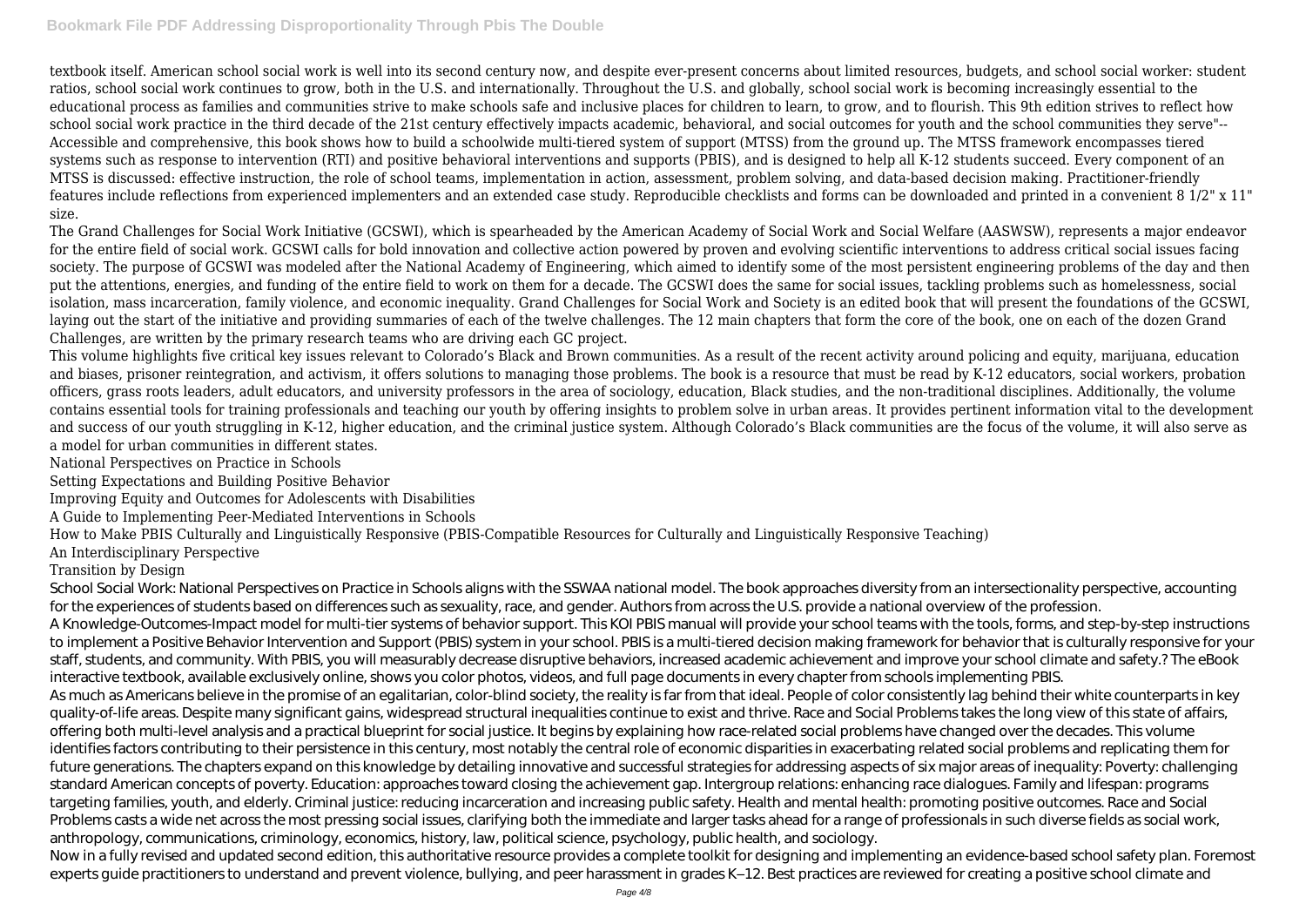textbook itself. American school social work is well into its second century now, and despite ever-present concerns about limited resources, budgets, and school social worker: student ratios, school social work continues to grow, both in the U.S. and internationally. Throughout the U.S. and globally, school social work is becoming increasingly essential to the educational process as families and communities strive to make schools safe and inclusive places for children to learn, to grow, and to flourish. This 9th edition strives to reflect how school social work practice in the third decade of the 21st century effectively impacts academic, behavioral, and social outcomes for youth and the school communities they serve"--
Accessible and comprehensive, this book shows how to build a schoolwide multi-tiered system of support (MTSS) from the ground up. The MTSS framework encompasses tiered systems such as response to intervention (RTI) and positive behavioral interventions and supports (PBIS), and is designed to help all K-12 students succeed. Every component of an MTSS is discussed: effective instruction, the role of school teams, implementation in action, assessment, problem solving, and data-based decision making. Practitioner-friendly features include reflections from experienced implementers and an extended case study. Reproducible checklists and forms can be downloaded and printed in a convenient 8 1/2" x 11" size.

The Grand Challenges for Social Work Initiative (GCSWI), which is spearheaded by the American Academy of Social Work and Social Welfare (AASWSW), represents a major endeavor for the entire field of social work. GCSWI calls for bold innovation and collective action powered by proven and evolving scientific interventions to address critical social issues facing society. The purpose of GCSWI was modeled after the National Academy of Engineering, which aimed to identify some of the most persistent engineering problems of the day and then put the attentions, energies, and funding of the entire field to work on them for a decade. The GCSWI does the same for social issues, tackling problems such as homelessness, social isolation, mass incarceration, family violence, and economic inequality. Grand Challenges for Social Work and Society is an edited book that will present the foundations of the GCSWI, laying out the start of the initiative and providing summaries of each of the twelve challenges. The 12 main chapters that form the core of the book, one on each of the dozen Grand Challenges, are written by the primary research teams who are driving each GC project.

This volume highlights five critical key issues relevant to Colorado's Black and Brown communities. As a result of the recent activity around policing and equity, marijuana, education and biases, prisoner reintegration, and activism, it offers solutions to managing those problems. The book is a resource that must be read by K-12 educators, social workers, probation officers, grass roots leaders, adult educators, and university professors in the area of sociology, education, Black studies, and the non-traditional disciplines. Additionally, the volume contains essential tools for training professionals and teaching our youth by offering insights to problem solve in urban areas. It provides pertinent information vital to the development and success of our youth struggling in K-12, higher education, and the criminal justice system. Although Colorado's Black communities are the focus of the volume, it will also serve as a model for urban communities in different states.

National Perspectives on Practice in Schools

Setting Expectations and Building Positive Behavior

Improving Equity and Outcomes for Adolescents with Disabilities

A Guide to Implementing Peer-Mediated Interventions in Schools

How to Make PBIS Culturally and Linguistically Responsive (PBIS-Compatible Resources for Culturally and Linguistically Responsive Teaching)

An Interdisciplinary Perspective

Transition by Design

School Social Work: National Perspectives on Practice in Schools aligns with the SSWAA national model. The book approaches diversity from an intersectionality perspective, accounting for the experiences of students based on differences such as sexuality, race, and gender. Authors from across the U.S. provide a national overview of the profession.
A Knowledge-Outcomes-Impact model for multi-tier systems of behavior support. This KOI PBIS manual will provide your school teams with the tools, forms, and step-by-step instructions to implement a Positive Behavior Intervention and Support (PBIS) system in your school. PBIS is a multi-tiered decision making framework for behavior that is culturally responsive for your staff, students, and community. With PBIS, you will measurably decrease disruptive behaviors, increased academic achievement and improve your school climate and safety.? The eBook interactive textbook, available exclusively online, shows you color photos, videos, and full page documents in every chapter from schools implementing PBIS.
As much as Americans believe in the promise of an egalitarian, color-blind society, the reality is far from that ideal. People of color consistently lag behind their white counterparts in key quality-of-life areas. Despite many significant gains, widespread structural inequalities continue to exist and thrive. Race and Social Problems takes the long view of this state of affairs, offering both multi-level analysis and a practical blueprint for social justice. It begins by explaining how race-related social problems have changed over the decades. This volume identifies factors contributing to their persistence in this century, most notably the central role of economic disparities in exacerbating related social problems and replicating them for future generations. The chapters expand on this knowledge by detailing innovative and successful strategies for addressing aspects of six major areas of inequality: Poverty: challenging standard American concepts of poverty. Education: approaches toward closing the achievement gap. Intergroup relations: enhancing race dialogues. Family and lifespan: programs targeting families, youth, and elderly. Criminal justice: reducing incarceration and increasing public safety. Health and mental health: promoting positive outcomes. Race and Social Problems casts a wide net across the most pressing social issues, clarifying both the immediate and larger tasks ahead for a range of professionals in such diverse fields as social work, anthropology, communications, criminology, economics, history, law, political science, psychology, public health, and sociology.
Now in a fully revised and updated second edition, this authoritative resource provides a complete toolkit for designing and implementing an evidence-based school safety plan. Foremost experts guide practitioners to understand and prevent violence, bullying, and peer harassment in grades K–12. Best practices are reviewed for creating a positive school climate and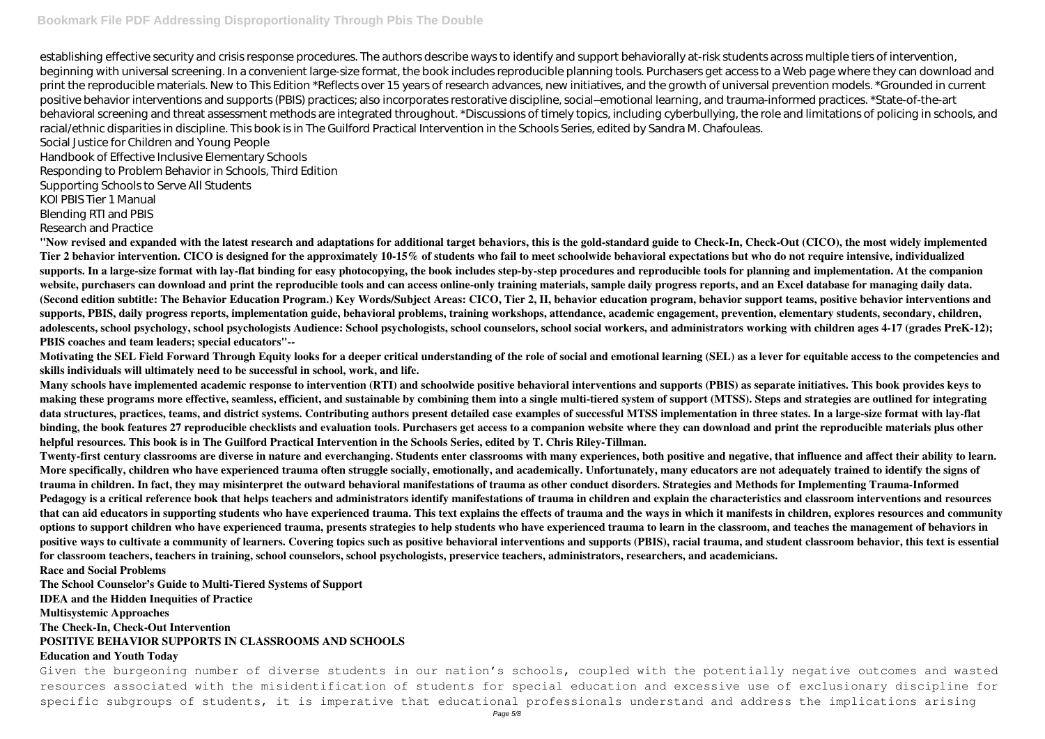establishing effective security and crisis response procedures. The authors describe ways to identify and support behaviorally at-risk students across multiple tiers of intervention, beginning with universal screening. In a convenient large-size format, the book includes reproducible planning tools. Purchasers get access to a Web page where they can download and print the reproducible materials. New to This Edition *Reflects over 15 years of research advances, new initiatives, and the growth of universal prevention models. *Grounded in current positive behavior interventions and supports (PBIS) practices; also incorporates restorative discipline, social–emotional learning, and trauma-informed practices. *State-of-the-art behavioral screening and threat assessment methods are integrated throughout. *Discussions of timely topics, including cyberbullying, the role and limitations of policing in schools, and racial/ethnic disparities in discipline. This book is in The Guilford Practical Intervention in the Schools Series, edited by Sandra M. Chafouleas.

Social Justice for Children and Young People

Handbook of Effective Inclusive Elementary Schools

Responding to Problem Behavior in Schools, Third Edition

Supporting Schools to Serve All Students

KOI PBIS Tier 1 Manual

Blending RTI and PBIS

Research and Practice

**"Now revised and expanded with the latest research and adaptations for additional target behaviors, this is the gold-standard guide to Check-In, Check-Out (CICO), the most widely implemented Tier 2 behavior intervention. CICO is designed for the approximately 10-15% of students who fail to meet schoolwide behavioral expectations but who do not require intensive, individualized supports. In a large-size format with lay-flat binding for easy photocopying, the book includes step-by-step procedures and reproducible tools for planning and implementation. At the companion website, purchasers can download and print the reproducible tools and can access online-only training materials, sample daily progress reports, and an Excel database for managing daily data. (Second edition subtitle: The Behavior Education Program.) Key Words/Subject Areas: CICO, Tier 2, II, behavior education program, behavior support teams, positive behavior interventions and supports, PBIS, daily progress reports, implementation guide, behavioral problems, training workshops, attendance, academic engagement, prevention, elementary students, secondary, children, adolescents, school psychology, school psychologists Audience: School psychologists, school counselors, school social workers, and administrators working with children ages 4-17 (grades PreK-12); PBIS coaches and team leaders; special educators"--**

**Motivating the SEL Field Forward Through Equity looks for a deeper critical understanding of the role of social and emotional learning (SEL) as a lever for equitable access to the competencies and skills individuals will ultimately need to be successful in school, work, and life.**

**Many schools have implemented academic response to intervention (RTI) and schoolwide positive behavioral interventions and supports (PBIS) as separate initiatives. This book provides keys to making these programs more effective, seamless, efficient, and sustainable by combining them into a single multi-tiered system of support (MTSS). Steps and strategies are outlined for integrating data structures, practices, teams, and district systems. Contributing authors present detailed case examples of successful MTSS implementation in three states. In a large-size format with lay-flat binding, the book features 27 reproducible checklists and evaluation tools. Purchasers get access to a companion website where they can download and print the reproducible materials plus other helpful resources. This book is in The Guilford Practical Intervention in the Schools Series, edited by T. Chris Riley-Tillman.**

**Twenty-first century classrooms are diverse in nature and everchanging. Students enter classrooms with many experiences, both positive and negative, that influence and affect their ability to learn. More specifically, children who have experienced trauma often struggle socially, emotionally, and academically. Unfortunately, many educators are not adequately trained to identify the signs of trauma in children. In fact, they may misinterpret the outward behavioral manifestations of trauma as other conduct disorders. Strategies and Methods for Implementing Trauma-Informed Pedagogy is a critical reference book that helps teachers and administrators identify manifestations of trauma in children and explain the characteristics and classroom interventions and resources that can aid educators in supporting students who have experienced trauma. This text explains the effects of trauma and the ways in which it manifests in children, explores resources and community options to support children who have experienced trauma, presents strategies to help students who have experienced trauma to learn in the classroom, and teaches the management of behaviors in positive ways to cultivate a community of learners. Covering topics such as positive behavioral interventions and supports (PBIS), racial trauma, and student classroom behavior, this text is essential for classroom teachers, teachers in training, school counselors, school psychologists, preservice teachers, administrators, researchers, and academicians.**

**Race and Social Problems**

**The School Counselor's Guide to Multi-Tiered Systems of Support**

**IDEA and the Hidden Inequities of Practice**

**Multisystemic Approaches**

**The Check-In, Check-Out Intervention**

**POSITIVE BEHAVIOR SUPPORTS IN CLASSROOMS AND SCHOOLS**

**Education and Youth Today**

Given the burgeoning number of diverse students in our nation's schools, coupled with the potentially negative outcomes and wasted resources associated with the misidentification of students for special education and excessive use of exclusionary discipline for specific subgroups of students, it is imperative that educational professionals understand and address the implications arising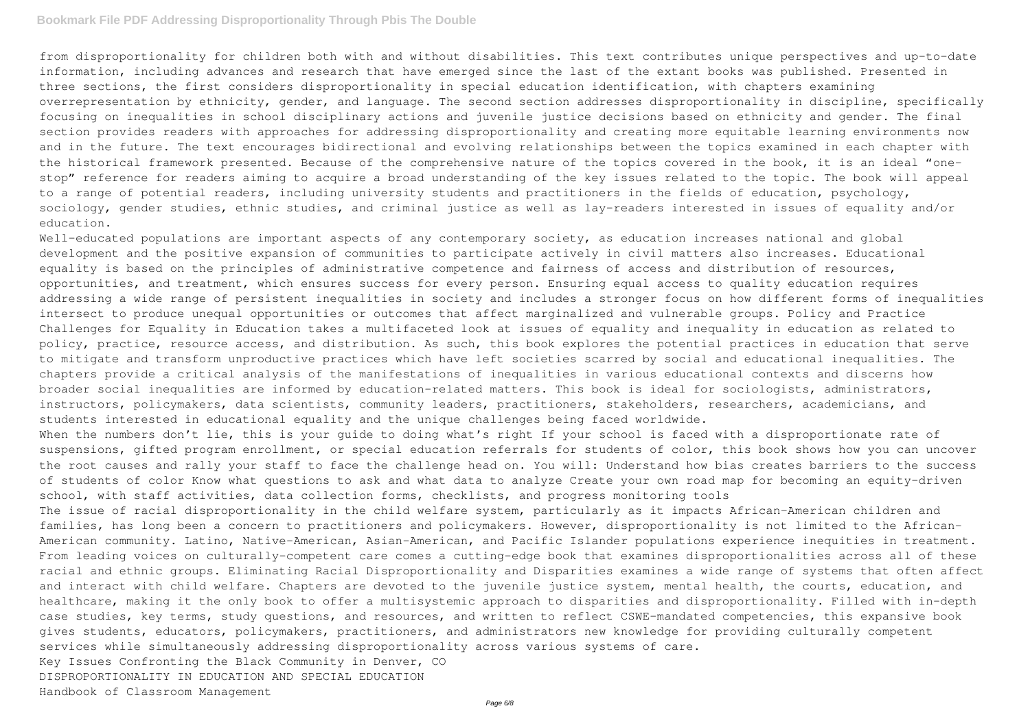from disproportionality for children both with and without disabilities. This text contributes unique perspectives and up-to-date information, including advances and research that have emerged since the last of the extant books was published. Presented in three sections, the first considers disproportionality in special education identification, with chapters examining overrepresentation by ethnicity, gender, and language. The second section addresses disproportionality in discipline, specifically focusing on inequalities in school disciplinary actions and juvenile justice decisions based on ethnicity and gender. The final section provides readers with approaches for addressing disproportionality and creating more equitable learning environments now and in the future. The text encourages bidirectional and evolving relationships between the topics examined in each chapter with the historical framework presented. Because of the comprehensive nature of the topics covered in the book, it is an ideal "one-stop" reference for readers aiming to acquire a broad understanding of the key issues related to the topic. The book will appeal to a range of potential readers, including university students and practitioners in the fields of education, psychology, sociology, gender studies, ethnic studies, and criminal justice as well as lay-readers interested in issues of equality and/or education.

Well-educated populations are important aspects of any contemporary society, as education increases national and global development and the positive expansion of communities to participate actively in civil matters also increases. Educational equality is based on the principles of administrative competence and fairness of access and distribution of resources, opportunities, and treatment, which ensures success for every person. Ensuring equal access to quality education requires addressing a wide range of persistent inequalities in society and includes a stronger focus on how different forms of inequalities intersect to produce unequal opportunities or outcomes that affect marginalized and vulnerable groups. Policy and Practice Challenges for Equality in Education takes a multifaceted look at issues of equality and inequality in education as related to policy, practice, resource access, and distribution. As such, this book explores the potential practices in education that serve to mitigate and transform unproductive practices which have left societies scarred by social and educational inequalities. The chapters provide a critical analysis of the manifestations of inequalities in various educational contexts and discerns how broader social inequalities are informed by education-related matters. This book is ideal for sociologists, administrators, instructors, policymakers, data scientists, community leaders, practitioners, stakeholders, researchers, academicians, and students interested in educational equality and the unique challenges being faced worldwide.

When the numbers don't lie, this is your guide to doing what's right If your school is faced with a disproportionate rate of suspensions, gifted program enrollment, or special education referrals for students of color, this book shows how you can uncover the root causes and rally your staff to face the challenge head on. You will: Understand how bias creates barriers to the success of students of color Know what questions to ask and what data to analyze Create your own road map for becoming an equity-driven school, with staff activities, data collection forms, checklists, and progress monitoring tools

The issue of racial disproportionality in the child welfare system, particularly as it impacts African-American children and families, has long been a concern to practitioners and policymakers. However, disproportionality is not limited to the African-American community. Latino, Native-American, Asian-American, and Pacific Islander populations experience inequities in treatment. From leading voices on culturally-competent care comes a cutting-edge book that examines disproportionalities across all of these racial and ethnic groups. Eliminating Racial Disproportionality and Disparities examines a wide range of systems that often affect and interact with child welfare. Chapters are devoted to the juvenile justice system, mental health, the courts, education, and healthcare, making it the only book to offer a multisystemic approach to disparities and disproportionality. Filled with in-depth case studies, key terms, study questions, and resources, and written to reflect CSWE-mandated competencies, this expansive book gives students, educators, policymakers, practitioners, and administrators new knowledge for providing culturally competent services while simultaneously addressing disproportionality across various systems of care.

Key Issues Confronting the Black Community in Denver, CO

DISPROPORTIONALITY IN EDUCATION AND SPECIAL EDUCATION

Handbook of Classroom Management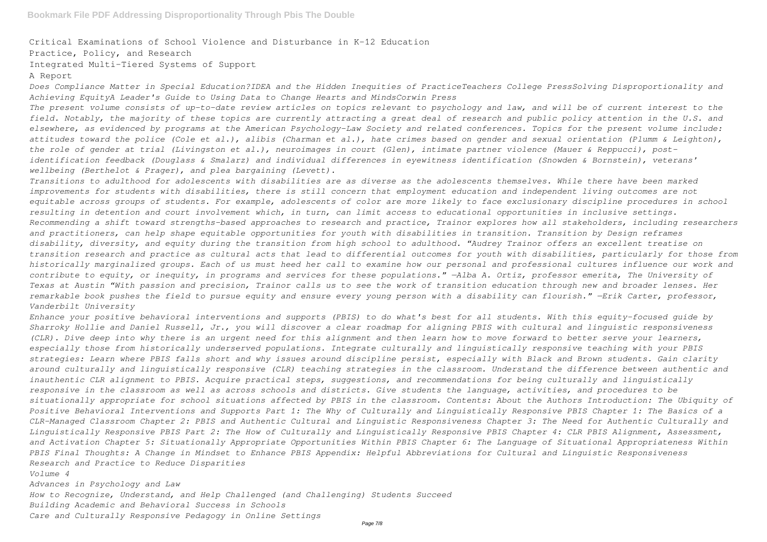Critical Examinations of School Violence and Disturbance in K-12 Education

Practice, Policy, and Research

Integrated Multi-Tiered Systems of Support

A Report

*Does Compliance Matter in Special Education?IDEA and the Hidden Inequities of PracticeTeachers College PressSolving Disproportionality and Achieving EquityA Leader's Guide to Using Data to Change Hearts and MindsCorwin Press*

*The present volume consists of up-to-date review articles on topics relevant to psychology and law, and will be of current interest to the field. Notably, the majority of these topics are currently attracting a great deal of research and public policy attention in the U.S. and elsewhere, as evidenced by programs at the American Psychology-Law Society and related conferences. Topics for the present volume include: attitudes toward the police (Cole et al.), alibis (Charman et al.), hate crimes based on gender and sexual orientation (Plumm & Leighton), the role of gender at trial (Livingston et al.), neuroimages in court (Glen), intimate partner violence (Mauer & Reppucci), post-identification feedback (Douglass & Smalarz) and individual differences in eyewitness identification (Snowden & Bornstein), veterans' wellbeing (Berthelot & Prager), and plea bargaining (Levett).*

*Transitions to adulthood for adolescents with disabilities are as diverse as the adolescents themselves. While there have been marked improvements for students with disabilities, there is still concern that employment education and independent living outcomes are not equitable across groups of students. For example, adolescents of color are more likely to face exclusionary discipline procedures in school resulting in detention and court involvement which, in turn, can limit access to educational opportunities in inclusive settings. Recommending a shift toward strengths-based approaches to research and practice, Trainor explores how all stakeholders, including researchers and practitioners, can help shape equitable opportunities for youth with disabilities in transition. Transition by Design reframes disability, diversity, and equity during the transition from high school to adulthood. "Audrey Trainor offers an excellent treatise on transition research and practice as cultural acts that lead to differential outcomes for youth with disabilities, particularly for those from historically marginalized groups. Each of us must heed her call to examine how our personal and professional cultures influence our work and contribute to equity, or inequity, in programs and services for these populations." —Alba A. Ortiz, professor emerita, The University of Texas at Austin "With passion and precision, Trainor calls us to see the work of transition education through new and broader lenses. Her remarkable book pushes the field to pursue equity and ensure every young person with a disability can flourish." —Erik Carter, professor, Vanderbilt University*

*Enhance your positive behavioral interventions and supports (PBIS) to do what's best for all students. With this equity-focused guide by Sharroky Hollie and Daniel Russell, Jr., you will discover a clear roadmap for aligning PBIS with cultural and linguistic responsiveness (CLR). Dive deep into why there is an urgent need for this alignment and then learn how to move forward to better serve your learners, especially those from historically underserved populations. Integrate culturally and linguistically responsive teaching with your PBIS strategies: Learn where PBIS falls short and why issues around discipline persist, especially with Black and Brown students. Gain clarity around culturally and linguistically responsive (CLR) teaching strategies in the classroom. Understand the difference between authentic and inauthentic CLR alignment to PBIS. Acquire practical steps, suggestions, and recommendations for being culturally and linguistically responsive in the classroom as well as across schools and districts. Give students the language, activities, and procedures to be situationally appropriate for school situations affected by PBIS in the classroom. Contents: About the Authors Introduction: The Ubiquity of Positive Behavioral Interventions and Supports Part 1: The Why of Culturally and Linguistically Responsive PBIS Chapter 1: The Basics of a CLR-Managed Classroom Chapter 2: PBIS and Authentic Cultural and Linguistic Responsiveness Chapter 3: The Need for Authentic Culturally and Linguistically Responsive PBIS Part 2: The How of Culturally and Linguistically Responsive PBIS Chapter 4: CLR PBIS Alignment, Assessment, and Activation Chapter 5: Situationally Appropriate Opportunities Within PBIS Chapter 6: The Language of Situational Appropriateness Within PBIS Final Thoughts: A Change in Mindset to Enhance PBIS Appendix: Helpful Abbreviations for Cultural and Linguistic Responsiveness*

*Research and Practice to Reduce Disparities*

*Volume 4*

*Advances in Psychology and Law*

*How to Recognize, Understand, and Help Challenged (and Challenging) Students Succeed*

*Building Academic and Behavioral Success in Schools*

*Care and Culturally Responsive Pedagogy in Online Settings*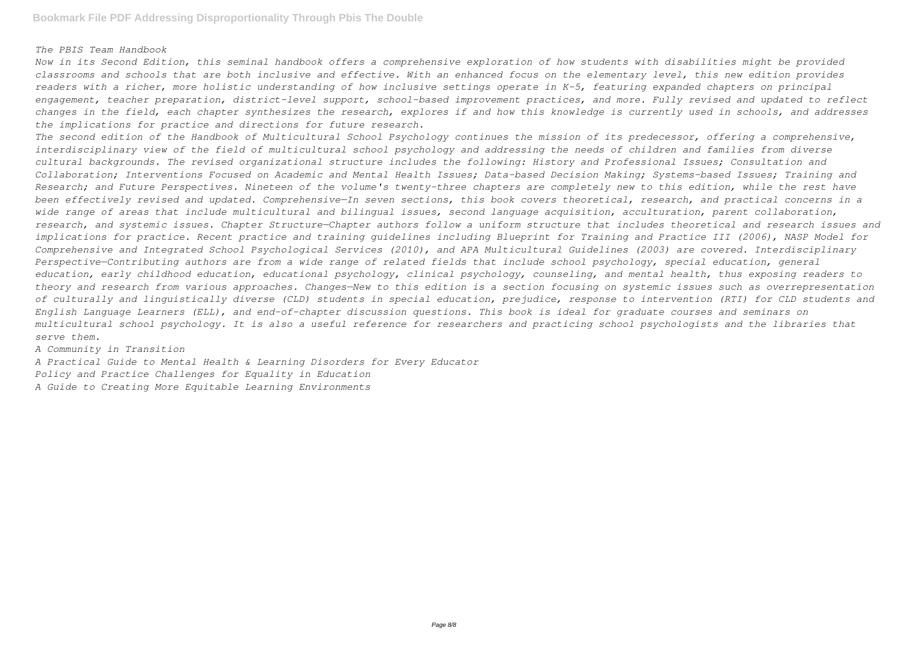*The PBIS Team Handbook*

*Now in its Second Edition, this seminal handbook offers a comprehensive exploration of how students with disabilities might be provided classrooms and schools that are both inclusive and effective. With an enhanced focus on the elementary level, this new edition provides readers with a richer, more holistic understanding of how inclusive settings operate in K-5, featuring expanded chapters on principal engagement, teacher preparation, district-level support, school-based improvement practices, and more. Fully revised and updated to reflect changes in the field, each chapter synthesizes the research, explores if and how this knowledge is currently used in schools, and addresses the implications for practice and directions for future research.*

*The second edition of the Handbook of Multicultural School Psychology continues the mission of its predecessor, offering a comprehensive, interdisciplinary view of the field of multicultural school psychology and addressing the needs of children and families from diverse cultural backgrounds. The revised organizational structure includes the following: History and Professional Issues; Consultation and Collaboration; Interventions Focused on Academic and Mental Health Issues; Data-based Decision Making; Systems-based Issues; Training and Research; and Future Perspectives. Nineteen of the volume's twenty-three chapters are completely new to this edition, while the rest have been effectively revised and updated. Comprehensive—In seven sections, this book covers theoretical, research, and practical concerns in a wide range of areas that include multicultural and bilingual issues, second language acquisition, acculturation, parent collaboration, research, and systemic issues. Chapter Structure—Chapter authors follow a uniform structure that includes theoretical and research issues and implications for practice. Recent practice and training guidelines including Blueprint for Training and Practice III (2006), NASP Model for Comprehensive and Integrated School Psychological Services (2010), and APA Multicultural Guidelines (2003) are covered. Interdisciplinary Perspective—Contributing authors are from a wide range of related fields that include school psychology, special education, general education, early childhood education, educational psychology, clinical psychology, counseling, and mental health, thus exposing readers to theory and research from various approaches. Changes—New to this edition is a section focusing on systemic issues such as overrepresentation of culturally and linguistically diverse (CLD) students in special education, prejudice, response to intervention (RTI) for CLD students and English Language Learners (ELL), and end-of-chapter discussion questions. This book is ideal for graduate courses and seminars on multicultural school psychology. It is also a useful reference for researchers and practicing school psychologists and the libraries that serve them.*

*A Community in Transition*

*A Practical Guide to Mental Health & Learning Disorders for Every Educator*

*Policy and Practice Challenges for Equality in Education*

*A Guide to Creating More Equitable Learning Environments*